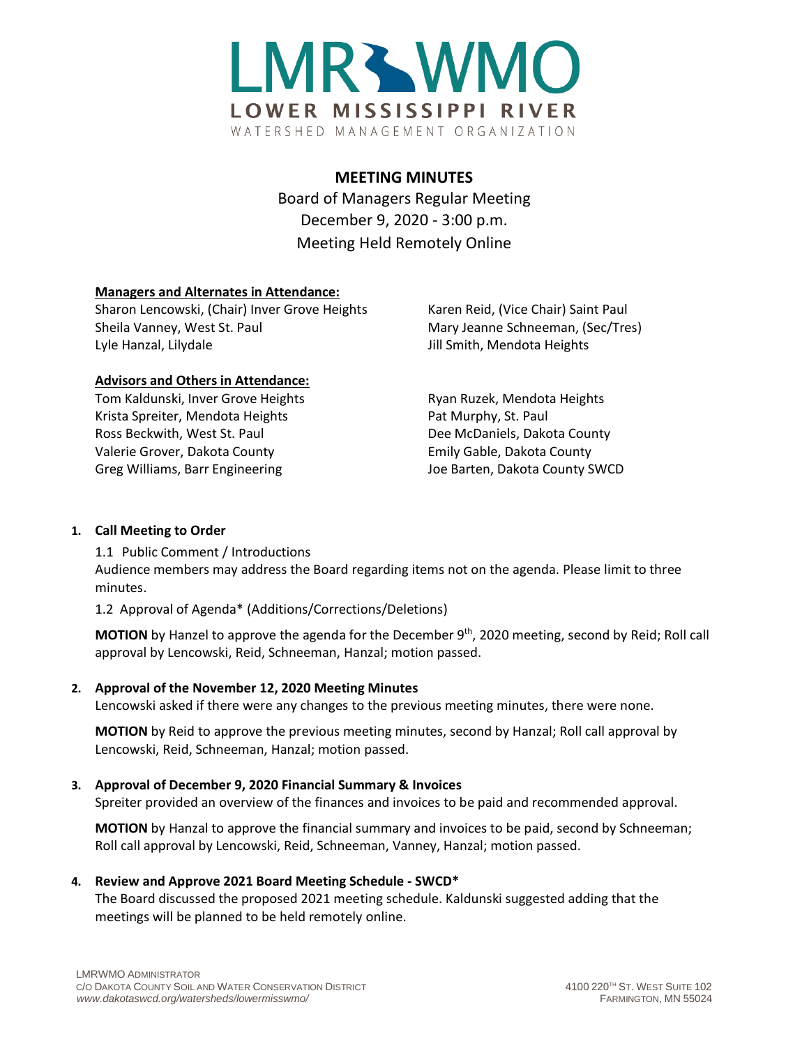# LMR WMO

LOWER MISSISSIPPI RIVER

WATERSHED MANAGEMENT ORGANIZATION

## MEETING MINUTES

Board of Managers Regular Meeting
December 9, 2020 - 3:00 p.m.
Meeting Held Remotely Online

**Managers and Alternates in Attendance:**

Sharon Lencowski, (Chair) Inver Grove Heights
Sheila Vanney, West St. Paul
Lyle Hanzal, Lilydale
Karen Reid, (Vice Chair) Saint Paul
Mary Jeanne Schneeman, (Sec/Tres)
Jill Smith, Mendota Heights

**Advisors and Others in Attendance:**

Tom Kaldunski, Inver Grove Heights
Krista Spreiter, Mendota Heights
Ross Beckwith, West St. Paul
Valerie Grover, Dakota County
Greg Williams, Barr Engineering
Ryan Ruzek, Mendota Heights
Pat Murphy, St. Paul
Dee McDaniels, Dakota County
Emily Gable, Dakota County
Joe Barten, Dakota County SWCD

1. **Call Meeting to Order**

   1.1 Public Comment / Introductions
   Audience members may address the Board regarding items not on the agenda. Please limit to three minutes.

   1.2 Approval of Agenda* (Additions/Corrections/Deletions)

   **MOTION** by Hanzel to approve the agenda for the December 9th, 2020 meeting, second by Reid; Roll call approval by Lencowski, Reid, Schneeman, Hanzal; motion passed.

2. **Approval of the November 12, 2020 Meeting Minutes**
   Lencowski asked if there were any changes to the previous meeting minutes, there were none.

   **MOTION** by Reid to approve the previous meeting minutes, second by Hanzal; Roll call approval by Lencowski, Reid, Schneeman, Hanzal; motion passed.

3. **Approval of December 9, 2020 Financial Summary & Invoices**
   Spreiter provided an overview of the finances and invoices to be paid and recommended approval.

   **MOTION** by Hanzal to approve the financial summary and invoices to be paid, second by Schneeman; Roll call approval by Lencowski, Reid, Schneeman, Vanney, Hanzal; motion passed.

4. **Review and Approve 2021 Board Meeting Schedule - SWCD***
   The Board discussed the proposed 2021 meeting schedule. Kaldunski suggested adding that the meetings will be planned to be held remotely online.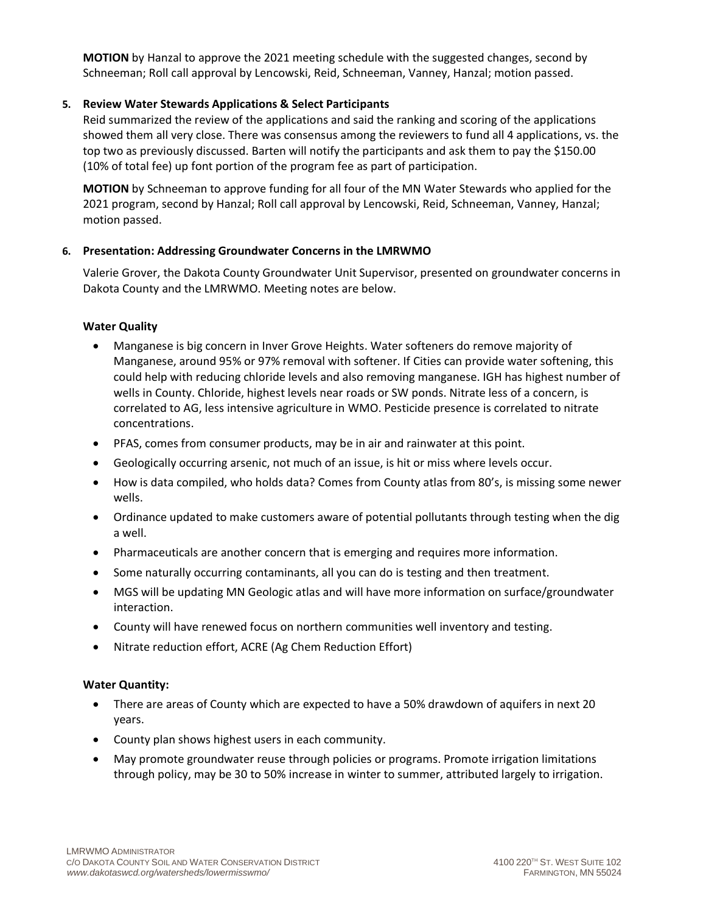**MOTION** by Hanzal to approve the 2021 meeting schedule with the suggested changes, second by Schneeman; Roll call approval by Lencowski, Reid, Schneeman, Vanney, Hanzal; motion passed.

**5. Review Water Stewards Applications & Select Participants**

Reid summarized the review of the applications and said the ranking and scoring of the applications showed them all very close. There was consensus among the reviewers to fund all 4 applications, vs. the top two as previously discussed. Barten will notify the participants and ask them to pay the $150.00 (10% of total fee) up font portion of the program fee as part of participation.

**MOTION** by Schneeman to approve funding for all four of the MN Water Stewards who applied for the 2021 program, second by Hanzal; Roll call approval by Lencowski, Reid, Schneeman, Vanney, Hanzal; motion passed.

**6. Presentation: Addressing Groundwater Concerns in the LMRWMO**

Valerie Grover, the Dakota County Groundwater Unit Supervisor, presented on groundwater concerns in Dakota County and the LMRWMO. Meeting notes are below.

**Water Quality**

- Manganese is big concern in Inver Grove Heights. Water softeners do remove majority of Manganese, around 95% or 97% removal with softener. If Cities can provide water softening, this could help with reducing chloride levels and also removing manganese. IGH has highest number of wells in County. Chloride, highest levels near roads or SW ponds. Nitrate less of a concern, is correlated to AG, less intensive agriculture in WMO. Pesticide presence is correlated to nitrate concentrations.
- PFAS, comes from consumer products, may be in air and rainwater at this point.
- Geologically occurring arsenic, not much of an issue, is hit or miss where levels occur.
- How is data compiled, who holds data? Comes from County atlas from 80's, is missing some newer wells.
- Ordinance updated to make customers aware of potential pollutants through testing when the dig a well.
- Pharmaceuticals are another concern that is emerging and requires more information.
- Some naturally occurring contaminants, all you can do is testing and then treatment.
- MGS will be updating MN Geologic atlas and will have more information on surface/groundwater interaction.
- County will have renewed focus on northern communities well inventory and testing.
- Nitrate reduction effort, ACRE (Ag Chem Reduction Effort)

**Water Quantity:**

- There are areas of County which are expected to have a 50% drawdown of aquifers in next 20 years.
- County plan shows highest users in each community.
- May promote groundwater reuse through policies or programs. Promote irrigation limitations through policy, may be 30 to 50% increase in winter to summer, attributed largely to irrigation.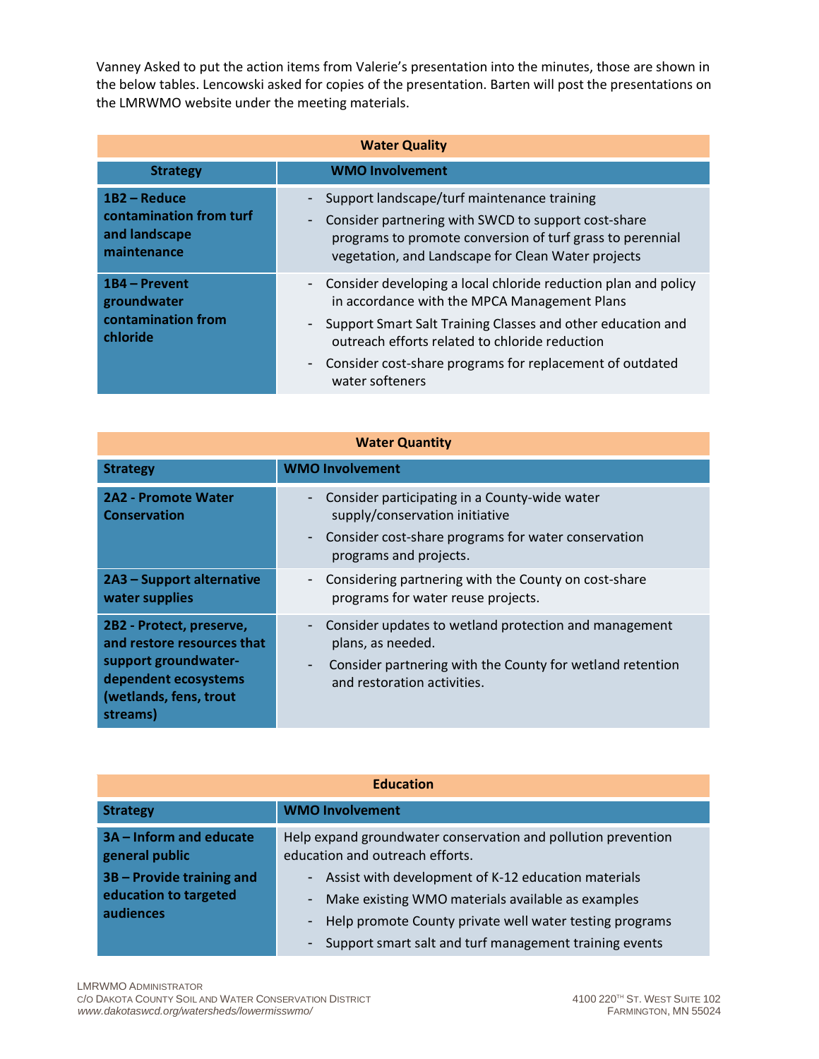Vanney Asked to put the action items from Valerie's presentation into the minutes, those are shown in the below tables. Lencowski asked for copies of the presentation. Barten will post the presentations on the LMRWMO website under the meeting materials.

| Water Quality | |
|---|---|
| **Strategy** | **WMO Involvement** |
| **1B2 – Reduce contamination from turf and landscape maintenance** | - Support landscape/turf maintenance training<br>- Consider partnering with SWCD to support cost-share programs to promote conversion of turf grass to perennial vegetation, and Landscape for Clean Water projects |
| **1B4 – Prevent groundwater contamination from chloride** | - Consider developing a local chloride reduction plan and policy in accordance with the MPCA Management Plans<br>- Support Smart Salt Training Classes and other education and outreach efforts related to chloride reduction<br>- Consider cost-share programs for replacement of outdated water softeners |

| Water Quantity | |
|---|---|
| **Strategy** | **WMO Involvement** |
| **2A2 - Promote Water Conservation** | - Consider participating in a County-wide water supply/conservation initiative<br>- Consider cost-share programs for water conservation programs and projects. |
| **2A3 – Support alternative water supplies** | - Considering partnering with the County on cost-share programs for water reuse projects. |
| **2B2 - Protect, preserve, and restore resources that support groundwater-dependent ecosystems (wetlands, fens, trout streams)** | - Consider updates to wetland protection and management plans, as needed.<br>- Consider partnering with the County for wetland retention and restoration activities. |

| Education | |
|---|---|
| **Strategy** | **WMO Involvement** |
| **3A – Inform and educate general public**<br>**3B – Provide training and education to targeted audiences** | Help expand groundwater conservation and pollution prevention education and outreach efforts.<br>- Assist with development of K-12 education materials<br>- Make existing WMO materials available as examples<br>- Help promote County private well water testing programs<br>- Support smart salt and turf management training events |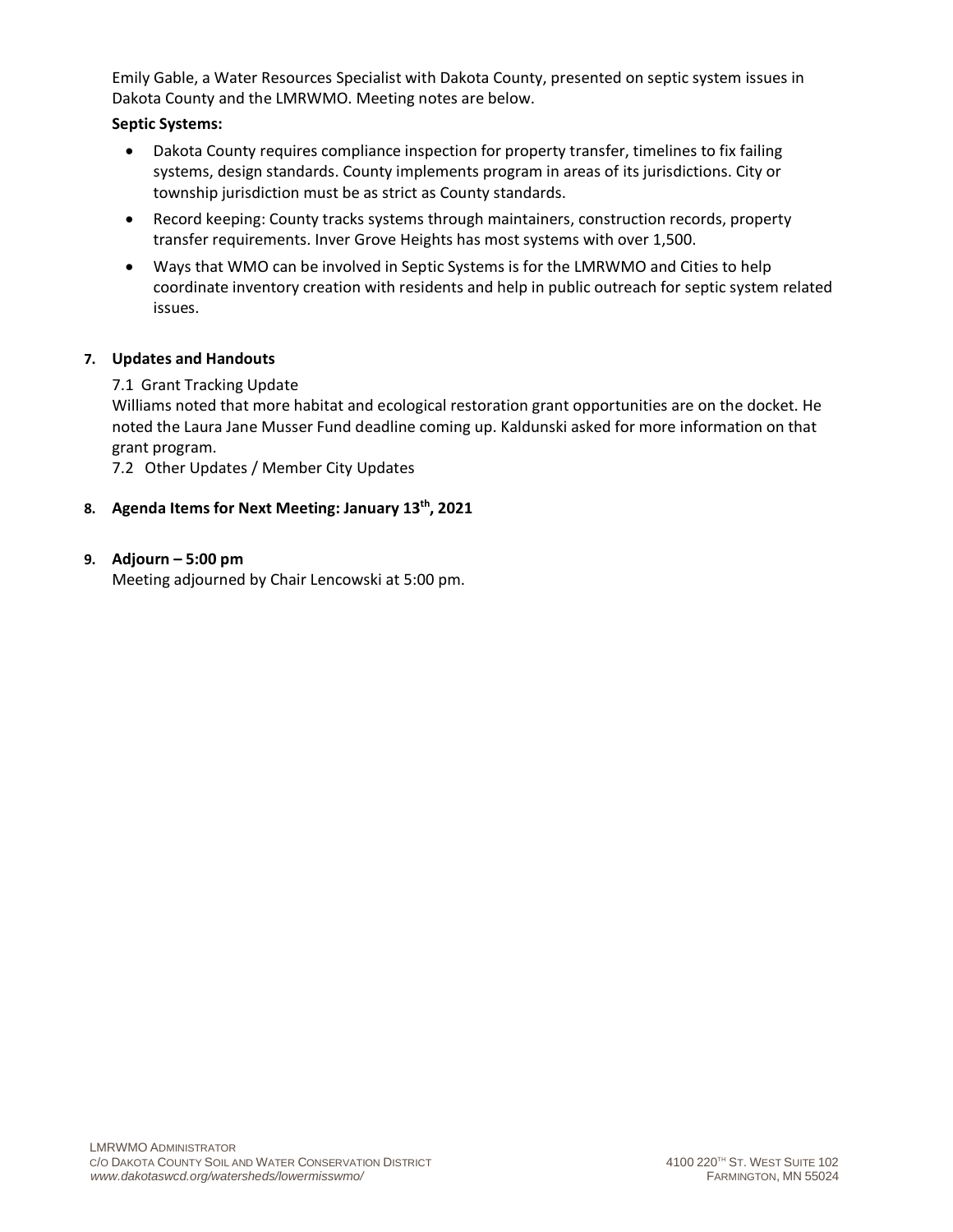Emily Gable, a Water Resources Specialist with Dakota County, presented on septic system issues in Dakota County and the LMRWMO. Meeting notes are below.

**Septic Systems:**

- Dakota County requires compliance inspection for property transfer, timelines to fix failing systems, design standards. County implements program in areas of its jurisdictions. City or township jurisdiction must be as strict as County standards.
- Record keeping: County tracks systems through maintainers, construction records, property transfer requirements. Inver Grove Heights has most systems with over 1,500.
- Ways that WMO can be involved in Septic Systems is for the LMRWMO and Cities to help coordinate inventory creation with residents and help in public outreach for septic system related issues.

**7. Updates and Handouts**

7.1 Grant Tracking Update

Williams noted that more habitat and ecological restoration grant opportunities are on the docket. He noted the Laura Jane Musser Fund deadline coming up. Kaldunski asked for more information on that grant program.

7.2 Other Updates / Member City Updates

**8. Agenda Items for Next Meeting: January 13th, 2021**

**9. Adjourn – 5:00 pm**

Meeting adjourned by Chair Lencowski at 5:00 pm.